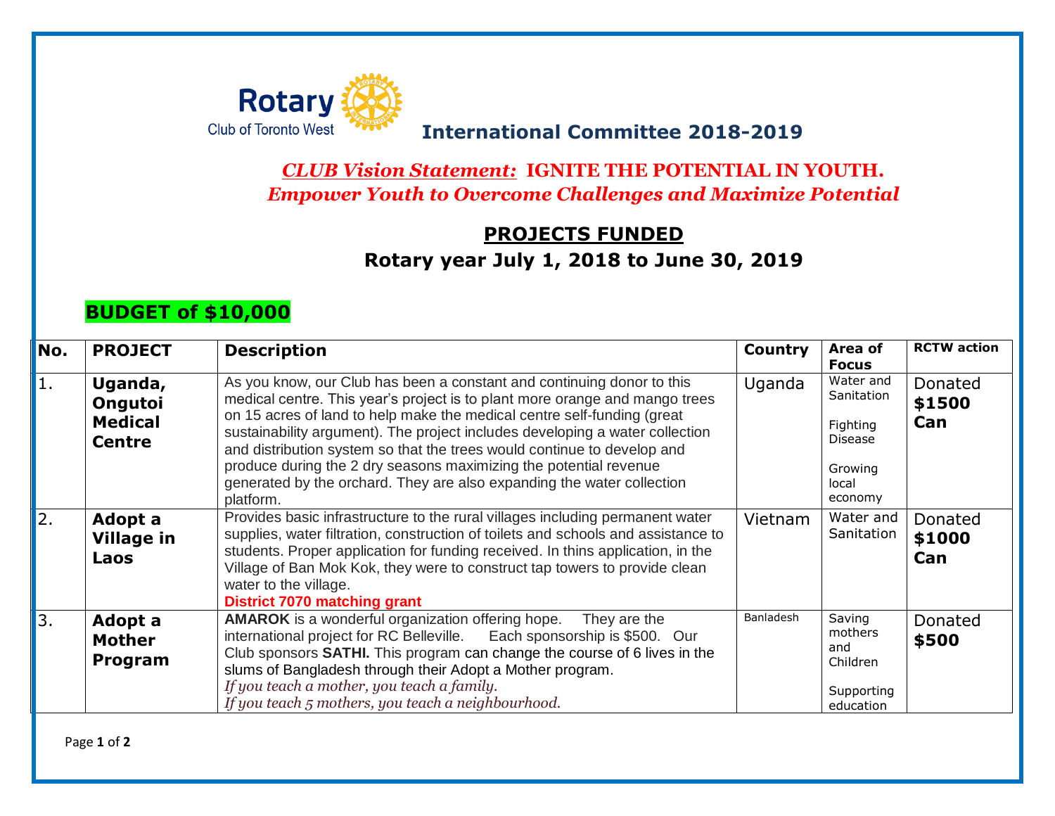Rotary Club of Toronto West

## International Committee 2018-2019

***CLUB Vision Statement:*** **IGNITE THE POTENTIAL IN YOUTH.**
***Empower Youth to Overcome Challenges and Maximize Potential***

## PROJECTS FUNDED

### Rotary year July 1, 2018 to June 30, 2019

**BUDGET of $10,000**

| No. | PROJECT | Description | Country | Area of Focus | RCTW action |
|---|---|---|---|---|---|
| 1. | **Uganda, Ongutoi Medical Centre** | As you know, our Club has been a constant and continuing donor to this medical centre. This year's project is to plant more orange and mango trees on 15 acres of land to help make the medical centre self-funding (great sustainability argument). The project includes developing a water collection and distribution system so that the trees would continue to develop and produce during the 2 dry seasons maximizing the potential revenue generated by the orchard. They are also expanding the water collection platform. | Uganda | Water and Sanitation<br><br>Fighting Disease<br><br>Growing local economy | Donated **$1500 Can** |
| 2. | **Adopt a Village in Laos** | Provides basic infrastructure to the rural villages including permanent water supplies, water filtration, construction of toilets and schools and assistance to students. Proper application for funding received. In thins application, in the Village of Ban Mok Kok, they were to construct tap towers to provide clean water to the village.<br>**District 7070 matching grant** | Vietnam | Water and Sanitation | Donated **$1000 Can** |
| 3. | **Adopt a Mother Program** | **AMAROK** is a wonderful organization offering hope. They are the international project for RC Belleville. Each sponsorship is $500. Our Club sponsors **SATHI.** This program can change the course of 6 lives in the slums of Bangladesh through their Adopt a Mother program.<br>*If you teach a mother, you teach a family.*<br>*If you teach 5 mothers, you teach a neighbourhood.* | Banladesh | Saving mothers and Children<br><br>Supporting education | Donated **$500** |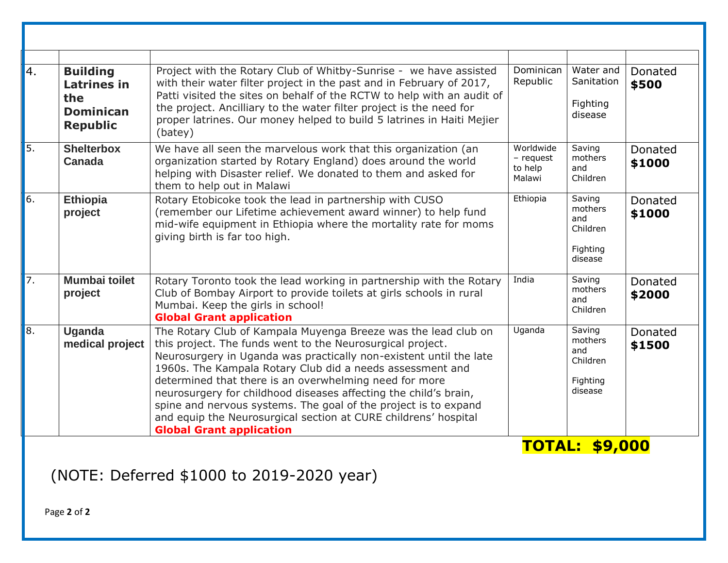| | | | | | |
|---|---|---|---|---|---|
| 4. | **Building Latrines in the Dominican Republic** | Project with the Rotary Club of Whitby-Sunrise - we have assisted with their water filter project in the past and in February of 2017, Patti visited the sites on behalf of the RCTW to help with an audit of the project. Ancilliary to the water filter project is the need for proper latrines. Our money helped to build 5 latrines in Haiti Mejier (batey) | Dominican Republic | Water and Sanitation<br><br>Fighting disease | Donated **$500** |
| 5. | **Shelterbox Canada** | We have all seen the marvelous work that this organization (an organization started by Rotary England) does around the world helping with Disaster relief. We donated to them and asked for them to help out in Malawi | Worldwide – request to help Malawi | Saving mothers and Children | Donated **$1000** |
| 6. | **Ethiopia project** | Rotary Etobicoke took the lead in partnership with CUSO (remember our Lifetime achievement award winner) to help fund mid-wife equipment in Ethiopia where the mortality rate for moms giving birth is far too high. | Ethiopia | Saving mothers and Children<br><br>Fighting disease | Donated **$1000** |
| 7. | **Mumbai toilet project** | Rotary Toronto took the lead working in partnership with the Rotary Club of Bombay Airport to provide toilets at girls schools in rural Mumbai. Keep the girls in school!<br>**Global Grant application** | India | Saving mothers and Children | Donated **$2000** |
| 8. | **Uganda medical project** | The Rotary Club of Kampala Muyenga Breeze was the lead club on this project. The funds went to the Neurosurgical project. Neurosurgery in Uganda was practically non-existent until the late 1960s. The Kampala Rotary Club did a needs assessment and determined that there is an overwhelming need for more neurosurgery for childhood diseases affecting the child's brain, spine and nervous systems. The goal of the project is to expand and equip the Neurosurgical section at CURE childrens' hospital<br>**Global Grant application** | Uganda | Saving mothers and Children<br><br>Fighting disease | Donated **$1500** |

**TOTAL: $9,000**

(NOTE: Deferred $1000 to 2019-2020 year)